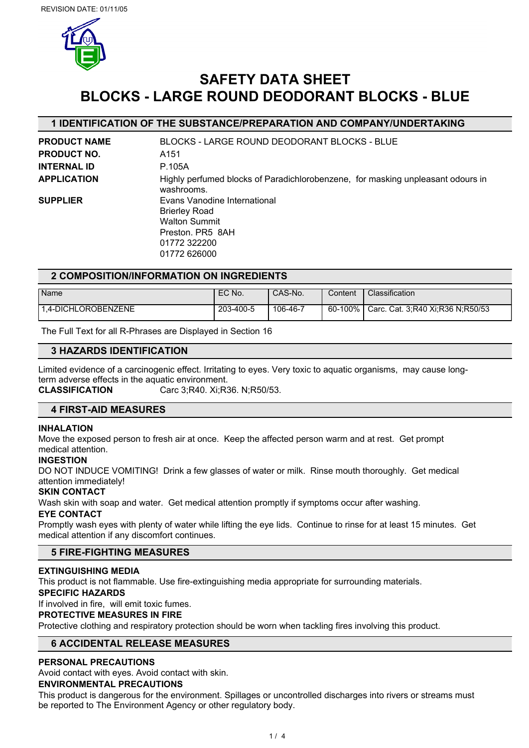REVISION DATE: 01/11/05

# SAFETY DATA SHEET
# BLOCKS - LARGE ROUND DEODORANT BLOCKS - BLUE

## 1 IDENTIFICATION OF THE SUBSTANCE/PREPARATION AND COMPANY/UNDERTAKING

**PRODUCT NAME** BLOCKS - LARGE ROUND DEODORANT BLOCKS - BLUE

**PRODUCT NO.** A151

**INTERNAL ID** P.105A

**APPLICATION** Highly perfumed blocks of Paradichlorobenzene, for masking unpleasant odours in washrooms.

**SUPPLIER** Evans Vanodine International
Brierley Road
Walton Summit
Preston. PR5 8AH
01772 322200
01772 626000

## 2 COMPOSITION/INFORMATION ON INGREDIENTS

| Name | EC No. | CAS-No. | Content | Classification |
|---|---|---|---|---|
| 1,4-DICHLOROBENZENE | 203-400-5 | 106-46-7 | 60-100% | Carc. Cat. 3;R40 Xi;R36 N;R50/53 |

The Full Text for all R-Phrases are Displayed in Section 16

## 3 HAZARDS IDENTIFICATION

Limited evidence of a carcinogenic effect. Irritating to eyes. Very toxic to aquatic organisms, may cause long-term adverse effects in the aquatic environment.

**CLASSIFICATION** Carc 3;R40. Xi;R36. N;R50/53.

## 4 FIRST-AID MEASURES

**INHALATION**
Move the exposed person to fresh air at once. Keep the affected person warm and at rest. Get prompt medical attention.

**INGESTION**
DO NOT INDUCE VOMITING! Drink a few glasses of water or milk. Rinse mouth thoroughly. Get medical attention immediately!

**SKIN CONTACT**
Wash skin with soap and water. Get medical attention promptly if symptoms occur after washing.

**EYE CONTACT**
Promptly wash eyes with plenty of water while lifting the eye lids. Continue to rinse for at least 15 minutes. Get medical attention if any discomfort continues.

## 5 FIRE-FIGHTING MEASURES

**EXTINGUISHING MEDIA**
This product is not flammable. Use fire-extinguishing media appropriate for surrounding materials.

**SPECIFIC HAZARDS**
If involved in fire, will emit toxic fumes.

**PROTECTIVE MEASURES IN FIRE**
Protective clothing and respiratory protection should be worn when tackling fires involving this product.

## 6 ACCIDENTAL RELEASE MEASURES

**PERSONAL PRECAUTIONS**
Avoid contact with eyes. Avoid contact with skin.

**ENVIRONMENTAL PRECAUTIONS**
This product is dangerous for the environment. Spillages or uncontrolled discharges into rivers or streams must be reported to The Environment Agency or other regulatory body.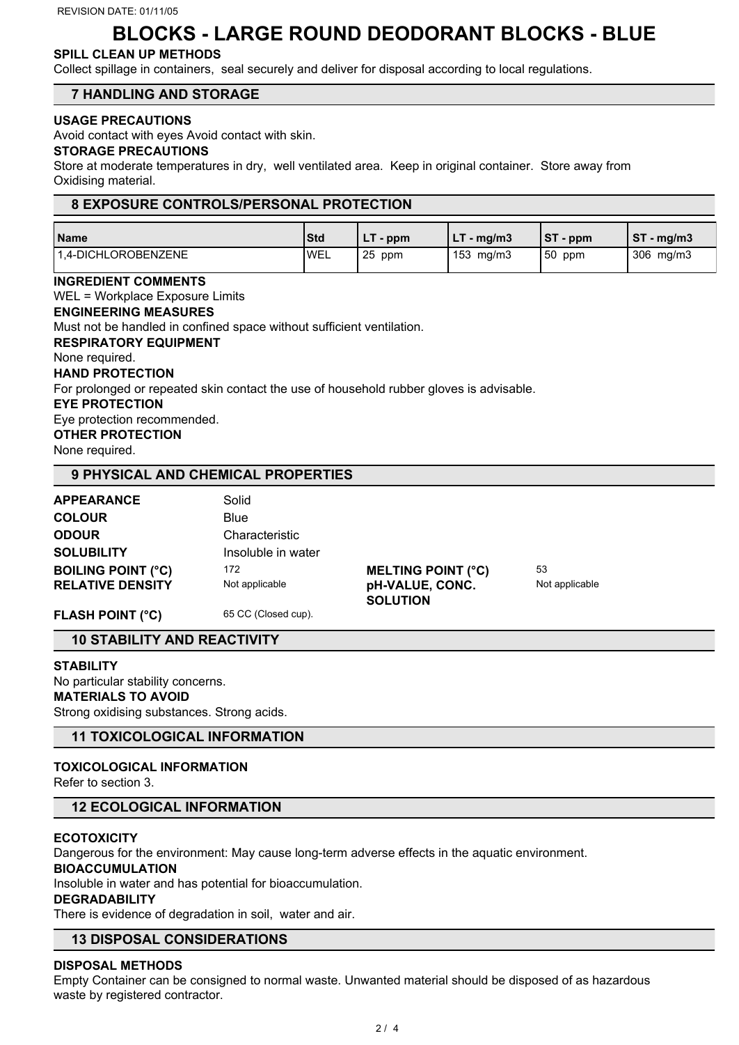# BLOCKS - LARGE ROUND DEODORANT BLOCKS - BLUE

**SPILL CLEAN UP METHODS**

Collect spillage in containers, seal securely and deliver for disposal according to local regulations.

## 7 HANDLING AND STORAGE

**USAGE PRECAUTIONS**

Avoid contact with eyes Avoid contact with skin.

**STORAGE PRECAUTIONS**

Store at moderate temperatures in dry, well ventilated area. Keep in original container. Store away from Oxidising material.

## 8 EXPOSURE CONTROLS/PERSONAL PROTECTION

| Name | Std | LT - ppm | LT - mg/m3 | ST - ppm | ST - mg/m3 |
|---|---|---|---|---|---|
| 1,4-DICHLOROBENZENE | WEL | 25 ppm | 153 mg/m3 | 50 ppm | 306 mg/m3 |

**INGREDIENT COMMENTS**

WEL = Workplace Exposure Limits

**ENGINEERING MEASURES**

Must not be handled in confined space without sufficient ventilation.

**RESPIRATORY EQUIPMENT**

None required.

**HAND PROTECTION**

For prolonged or repeated skin contact the use of household rubber gloves is advisable.

**EYE PROTECTION**

Eye protection recommended.

**OTHER PROTECTION**

None required.

## 9 PHYSICAL AND CHEMICAL PROPERTIES

| | | | |
|---|---|---|---|
| **APPEARANCE** | Solid | | |
| **COLOUR** | Blue | | |
| **ODOUR** | Characteristic | | |
| **SOLUBILITY** | Insoluble in water | | |
| **BOILING POINT (°C)** | 172 | **MELTING POINT (°C)** | 53 |
| **RELATIVE DENSITY** | Not applicable | **pH-VALUE, CONC. SOLUTION** | Not applicable |
| **FLASH POINT (°C)** | 65 CC (Closed cup). | | |

## 10 STABILITY AND REACTIVITY

**STABILITY**

No particular stability concerns.

**MATERIALS TO AVOID**

Strong oxidising substances. Strong acids.

## 11 TOXICOLOGICAL INFORMATION

**TOXICOLOGICAL INFORMATION**

Refer to section 3.

## 12 ECOLOGICAL INFORMATION

**ECOTOXICITY**

Dangerous for the environment: May cause long-term adverse effects in the aquatic environment.

**BIOACCUMULATION**

Insoluble in water and has potential for bioaccumulation.

**DEGRADABILITY**

There is evidence of degradation in soil, water and air.

## 13 DISPOSAL CONSIDERATIONS

**DISPOSAL METHODS**

Empty Container can be consigned to normal waste. Unwanted material should be disposed of as hazardous waste by registered contractor.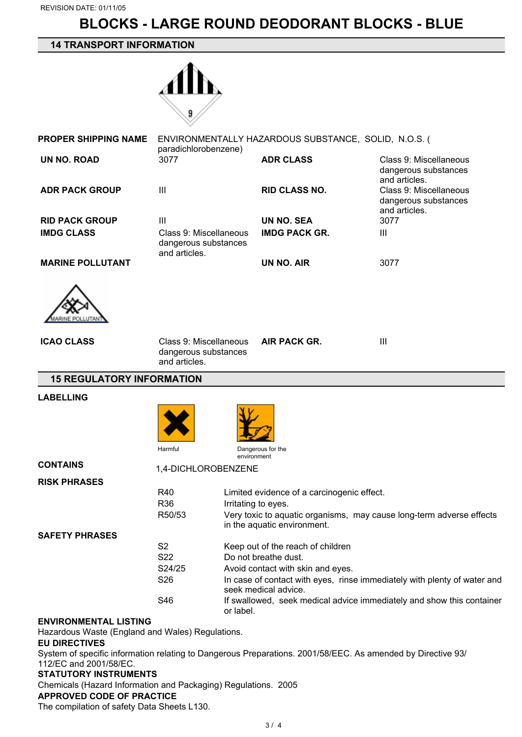REVISION DATE: 01/11/05

# BLOCKS - LARGE ROUND DEODORANT BLOCKS - BLUE

## 14 TRANSPORT INFORMATION

**PROPER SHIPPING NAME** ENVIRONMENTALLY HAZARDOUS SUBSTANCE, SOLID, N.O.S. ( paradichlorobenzene)

| | | | |
|---|---|---|---|
| **UN NO. ROAD** | 3077 | **ADR CLASS** | Class 9: Miscellaneous dangerous substances and articles. |
| **ADR PACK GROUP** | III | **RID CLASS NO.** | Class 9: Miscellaneous dangerous substances and articles. |
| **RID PACK GROUP** | III | **UN NO. SEA** | 3077 |
| **IMDG CLASS** | Class 9: Miscellaneous dangerous substances and articles. | **IMDG PACK GR.** | III |
| **MARINE POLLUTANT** | | **UN NO. AIR** | 3077 |
| **ICAO CLASS** | Class 9: Miscellaneous dangerous substances and articles. | **AIR PACK GR.** | III |

## 15 REGULATORY INFORMATION

**LABELLING**

Harmful

Dangerous for the environment

**CONTAINS** 1,4-DICHLOROBENZENE

**RISK PHRASES**

| | |
|---|---|
| R40 | Limited evidence of a carcinogenic effect. |
| R36 | Irritating to eyes. |
| R50/53 | Very toxic to aquatic organisms, may cause long-term adverse effects in the aquatic environment. |

**SAFETY PHRASES**

| | |
|---|---|
| S2 | Keep out of the reach of children |
| S22 | Do not breathe dust. |
| S24/25 | Avoid contact with skin and eyes. |
| S26 | In case of contact with eyes, rinse immediately with plenty of water and seek medical advice. |
| S46 | If swallowed, seek medical advice immediately and show this container or label. |

**ENVIRONMENTAL LISTING**

Hazardous Waste (England and Wales) Regulations.

**EU DIRECTIVES**

System of specific information relating to Dangerous Preparations. 2001/58/EEC. As amended by Directive 93/112/EC and 2001/58/EC.

**STATUTORY INSTRUMENTS**

Chemicals (Hazard Information and Packaging) Regulations. 2005

**APPROVED CODE OF PRACTICE**

The compilation of safety Data Sheets L130.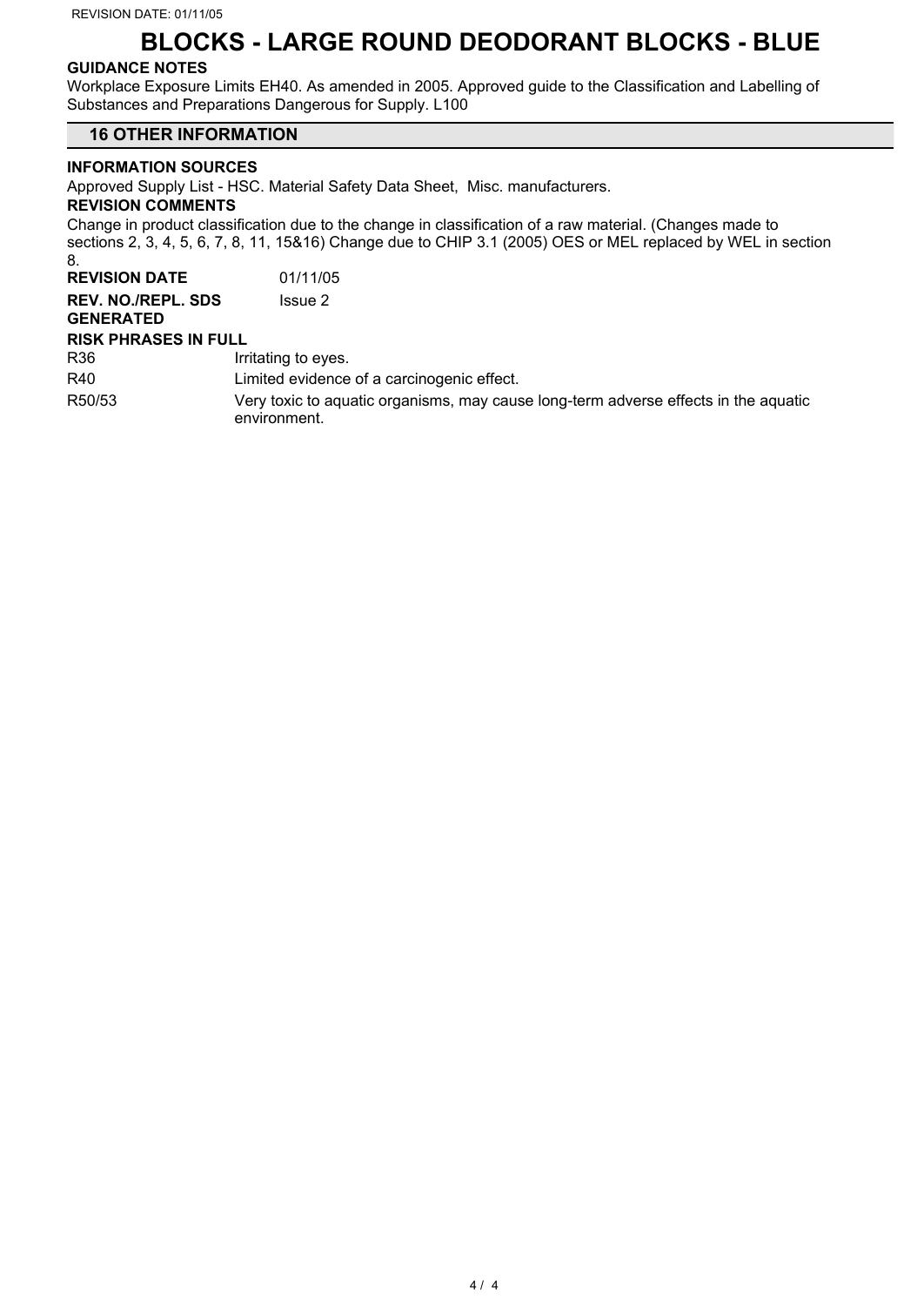# BLOCKS - LARGE ROUND DEODORANT BLOCKS - BLUE

**GUIDANCE NOTES**

Workplace Exposure Limits EH40. As amended in 2005. Approved guide to the Classification and Labelling of Substances and Preparations Dangerous for Supply. L100

## 16 OTHER INFORMATION

**INFORMATION SOURCES**

Approved Supply List - HSC. Material Safety Data Sheet, Misc. manufacturers.

**REVISION COMMENTS**

Change in product classification due to the change in classification of a raw material. (Changes made to sections 2, 3, 4, 5, 6, 7, 8, 11, 15&16) Change due to CHIP 3.1 (2005) OES or MEL replaced by WEL in section 8.

| | |
|---|---|
| **REVISION DATE** | 01/11/05 |
| **REV. NO./REPL. SDS GENERATED** | Issue 2 |

**RISK PHRASES IN FULL**

| | |
|---|---|
| R36 | Irritating to eyes. |
| R40 | Limited evidence of a carcinogenic effect. |
| R50/53 | Very toxic to aquatic organisms, may cause long-term adverse effects in the aquatic environment. |